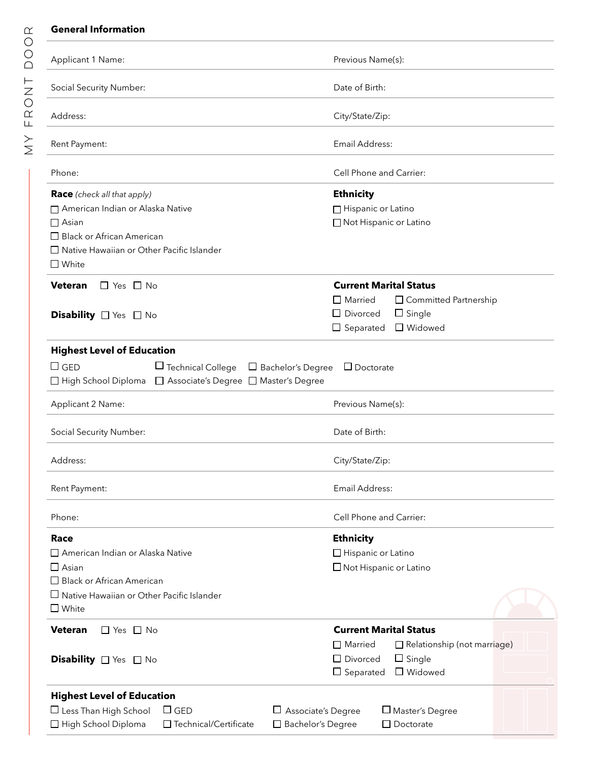## General Information

Applicant 1 Name: | Previous Name(s):

Social Security Number: | Date of Birth:

Address: | City/State/Zip:

Rent Payment: | Email Address:

Phone: | Cell Phone and Carrier:

**Race** *(check all that apply)*

- ☐ American Indian or Alaska Native
- ☐ Asian
- ☐ Black or African American
- ☐ Native Hawaiian or Other Pacific Islander
- ☐ White

**Ethnicity**

- ☐ Hispanic or Latino
- ☐ Not Hispanic or Latino

**Veteran** ☐ Yes ☐ No

**Disability** ☐ Yes ☐ No

**Current Marital Status**

- ☐ Married
- ☐ Committed Partnership
- ☐ Divorced
- ☐ Single
- ☐ Separated
- ☐ Widowed

**Highest Level of Education**

- ☐ GED
- ☐ Technical College
- ☐ Bachelor's Degree
- ☐ Doctorate
- ☐ High School Diploma
- ☐ Associate's Degree
- ☐ Master's Degree

Applicant 2 Name: | Previous Name(s):

Social Security Number: | Date of Birth:

Address: | City/State/Zip:

Rent Payment: | Email Address:

Phone: | Cell Phone and Carrier:

**Race**

- ☐ American Indian or Alaska Native
- ☐ Asian
- ☐ Black or African American
- ☐ Native Hawaiian or Other Pacific Islander
- ☐ White

**Ethnicity**

- ☐ Hispanic or Latino
- ☐ Not Hispanic or Latino

**Veteran** ☐ Yes ☐ No

**Disability** ☐ Yes ☐ No

**Current Marital Status**

- ☐ Married
- ☐ Relationship (not marriage)
- ☐ Divorced
- ☐ Single
- ☐ Separated
- ☐ Widowed

**Highest Level of Education**

- ☐ Less Than High School
- ☐ GED
- ☐ Associate's Degree
- ☐ Master's Degree
- ☐ High School Diploma
- ☐ Technical/Certificate
- ☐ Bachelor's Degree
- ☐ Doctorate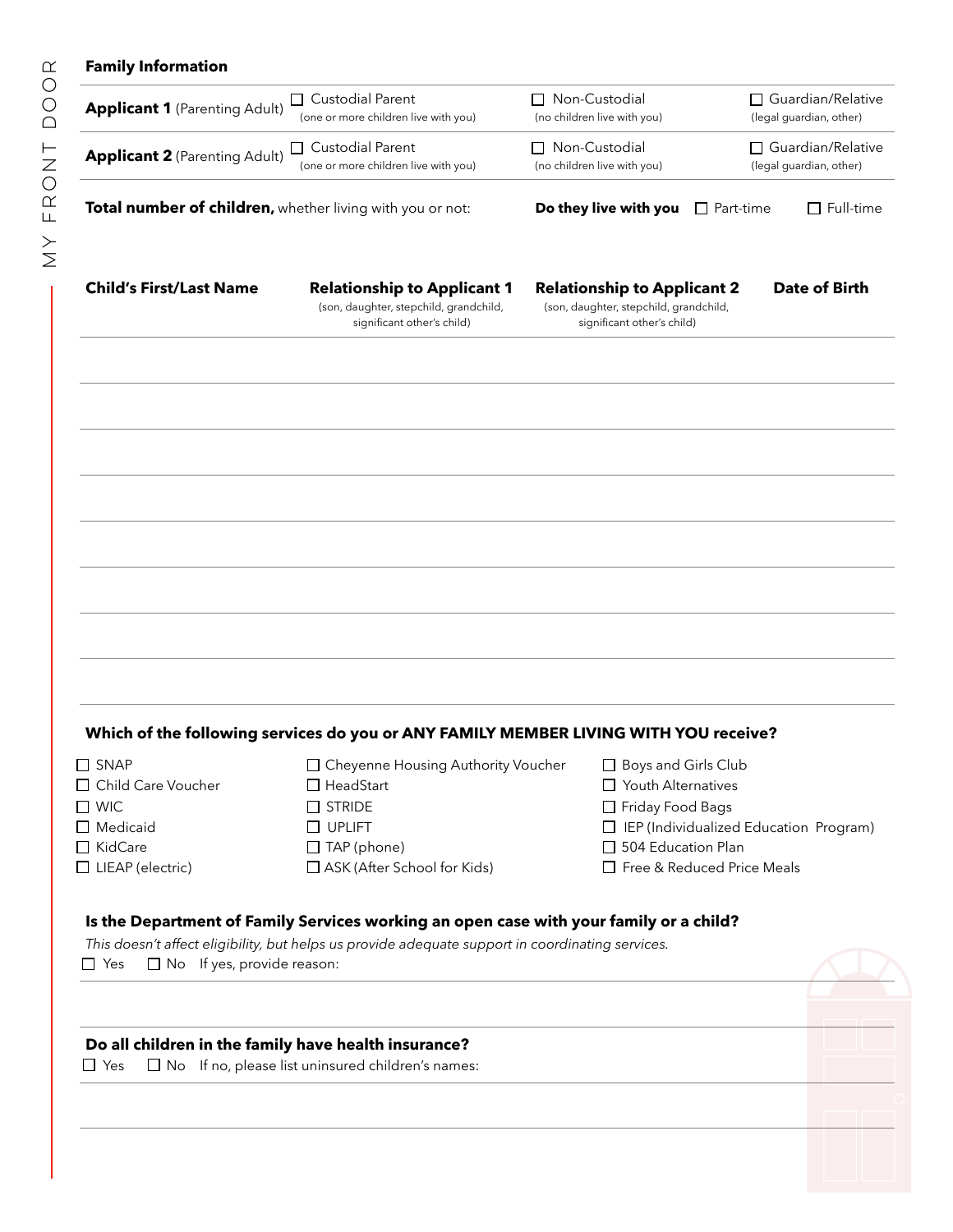## Family Information

| | | | |
|---|---|---|---|
| **Applicant 1** (Parenting Adult) | ☐ Custodial Parent (one or more children live with you) | ☐ Non-Custodial (no children live with you) | ☐ Guardian/Relative (legal guardian, other) |
| **Applicant 2** (Parenting Adult) | ☐ Custodial Parent (one or more children live with you) | ☐ Non-Custodial (no children live with you) | ☐ Guardian/Relative (legal guardian, other) |

**Total number of children,** whether living with you or not: **Do they live with you** ☐ Part-time ☐ Full-time

| Child's First/Last Name | Relationship to Applicant 1 (son, daughter, stepchild, grandchild, significant other's child) | Relationship to Applicant 2 (son, daughter, stepchild, grandchild, significant other's child) | Date of Birth |
|---|---|---|---|
| | | | |
| | | | |
| | | | |
| | | | |
| | | | |
| | | | |
| | | | |
| | | | |

### Which of the following services do you or ANY FAMILY MEMBER LIVING WITH YOU receive?

☐ SNAP
☐ Child Care Voucher
☐ WIC
☐ Medicaid
☐ KidCare
☐ LIEAP (electric)
☐ Cheyenne Housing Authority Voucher
☐ HeadStart
☐ STRIDE
☐ UPLIFT
☐ TAP (phone)
☐ ASK (After School for Kids)
☐ Boys and Girls Club
☐ Youth Alternatives
☐ Friday Food Bags
☐ IEP (Individualized Education Program)
☐ 504 Education Plan
☐ Free & Reduced Price Meals

### Is the Department of Family Services working an open case with your family or a child?

*This doesn't affect eligibility, but helps us provide adequate support in coordinating services.*

☐ Yes ☐ No If yes, provide reason:

### Do all children in the family have health insurance?

☐ Yes ☐ No If no, please list uninsured children's names: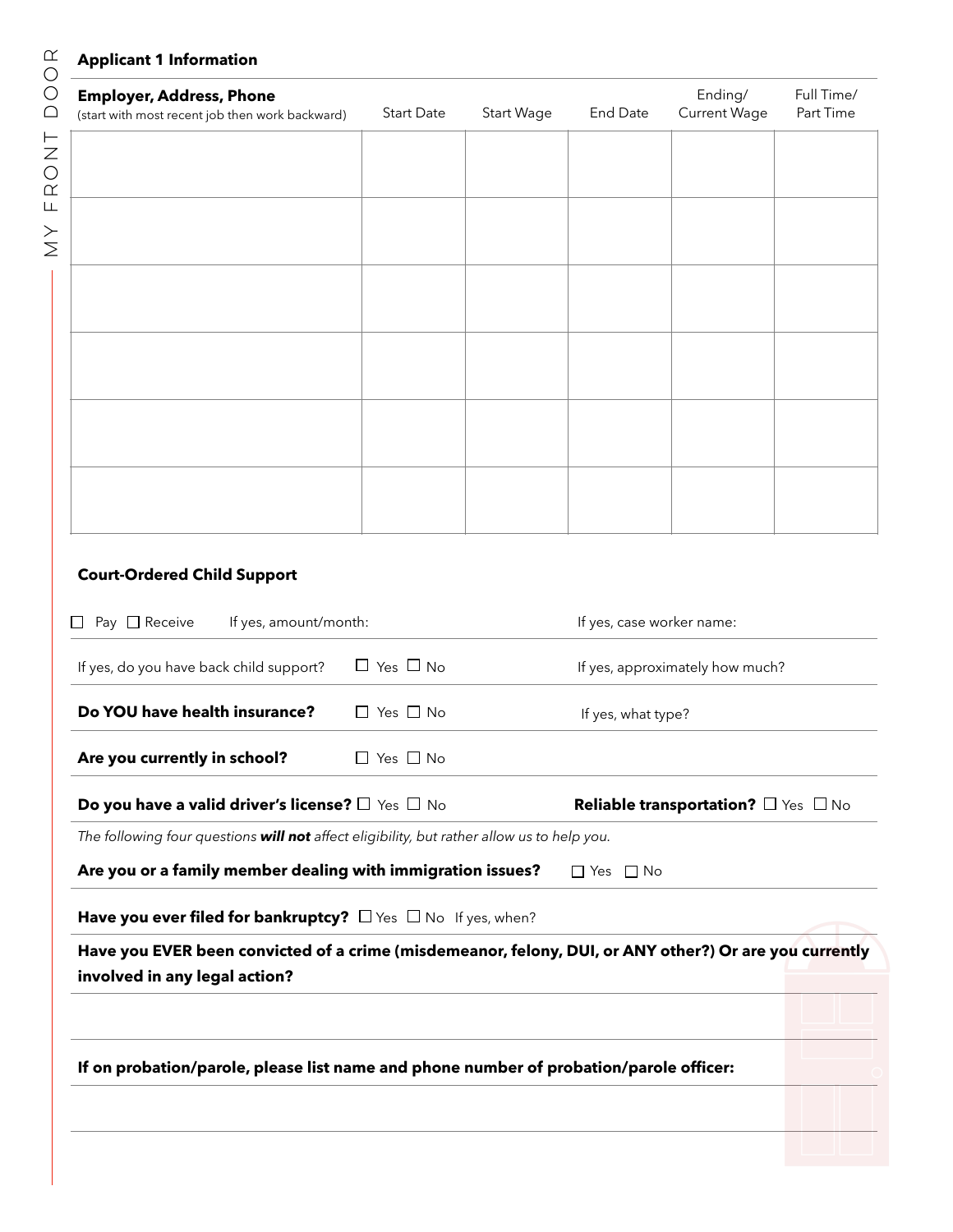## Applicant 1 Information

| **Employer, Address, Phone** (start with most recent job then work backward) | Start Date | Start Wage | End Date | Ending/ Current Wage | Full Time/ Part Time |
|---|---|---|---|---|---|
| | | | | | |
| | | | | | |
| | | | | | |
| | | | | | |
| | | | | | |
| | | | | | |

### Court-Ordered Child Support

☐ Pay ☐ Receive If yes, amount/month: If yes, case worker name:

If yes, do you have back child support? ☐ Yes ☐ No If yes, approximately how much?

**Do YOU have health insurance?** ☐ Yes ☐ No If yes, what type?

**Are you currently in school?** ☐ Yes ☐ No

**Do you have a valid driver's license?** ☐ Yes ☐ No **Reliable transportation?** ☐ Yes ☐ No

*The following four questions **will not** affect eligibility, but rather allow us to help you.*

**Are you or a family member dealing with immigration issues?** ☐ Yes ☐ No

**Have you ever filed for bankruptcy?** ☐ Yes ☐ No If yes, when?

**Have you EVER been convicted of a crime (misdemeanor, felony, DUI, or ANY other?) Or are you currently involved in any legal action?**

**If on probation/parole, please list name and phone number of probation/parole officer:**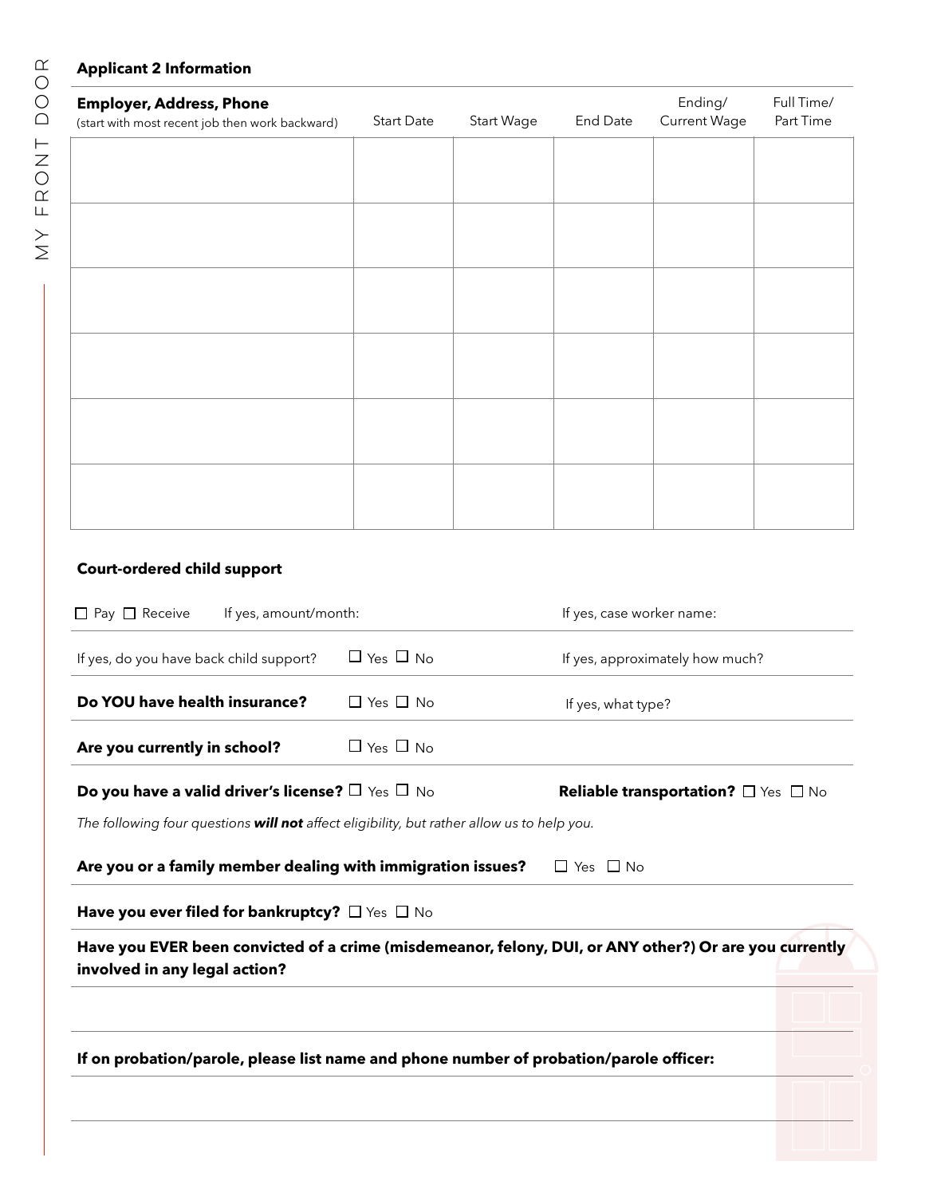**Applicant 2 Information**

| **Employer, Address, Phone** (start with most recent job then work backward) | Start Date | Start Wage | End Date | Ending/ Current Wage | Full Time/ Part Time |
|---|---|---|---|---|---|
| | | | | | |
| | | | | | |
| | | | | | |
| | | | | | |
| | | | | | |
| | | | | | |

**Court-ordered child support**

☐ Pay ☐ Receive If yes, amount/month: If yes, case worker name:

If yes, do you have back child support? ☐ Yes ☐ No If yes, approximately how much?

**Do YOU have health insurance?** ☐ Yes ☐ No If yes, what type?

**Are you currently in school?** ☐ Yes ☐ No

**Do you have a valid driver's license?** ☐ Yes ☐ No **Reliable transportation?** ☐ Yes ☐ No

*The following four questions **will not** affect eligibility, but rather allow us to help you.*

**Are you or a family member dealing with immigration issues?** ☐ Yes ☐ No

**Have you ever filed for bankruptcy?** ☐ Yes ☐ No

**Have you EVER been convicted of a crime (misdemeanor, felony, DUI, or ANY other?) Or are you currently involved in any legal action?**

**If on probation/parole, please list name and phone number of probation/parole officer:**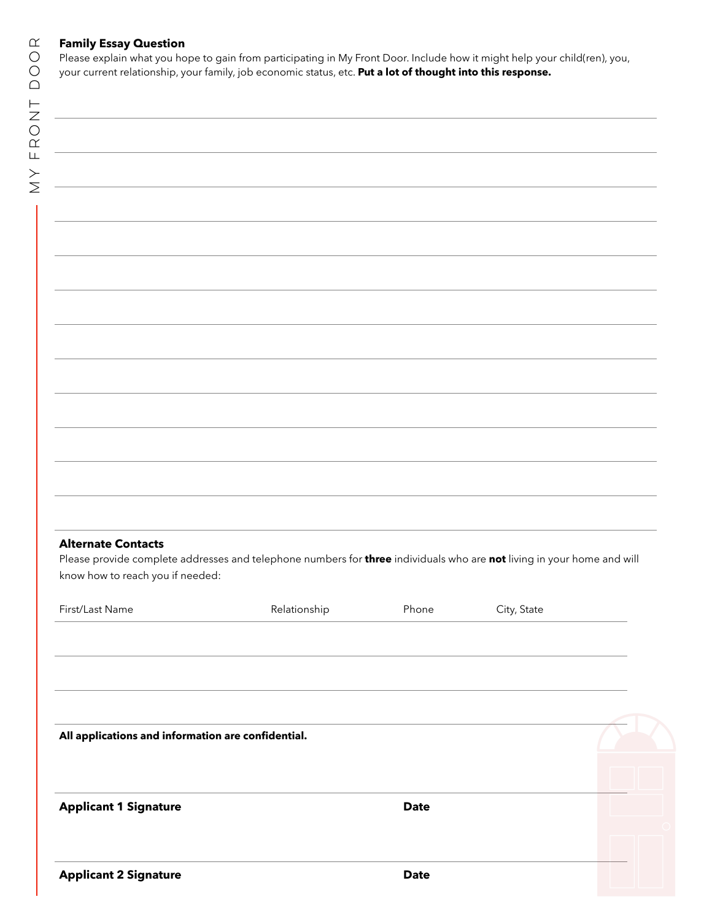**Family Essay Question**

Please explain what you hope to gain from participating in My Front Door. Include how it might help your child(ren), you, your current relationship, your family, job economic status, etc. **Put a lot of thought into this response.**

**Alternate Contacts**

Please provide complete addresses and telephone numbers for **three** individuals who are **not** living in your home and will know how to reach you if needed:

| First/Last Name | Relationship | Phone | City, State |
|---|---|---|---|
| | | | |
| | | | |
| | | | |

**All applications and information are confidential.**

**Applicant 1 Signature** **Date**

**Applicant 2 Signature** **Date**